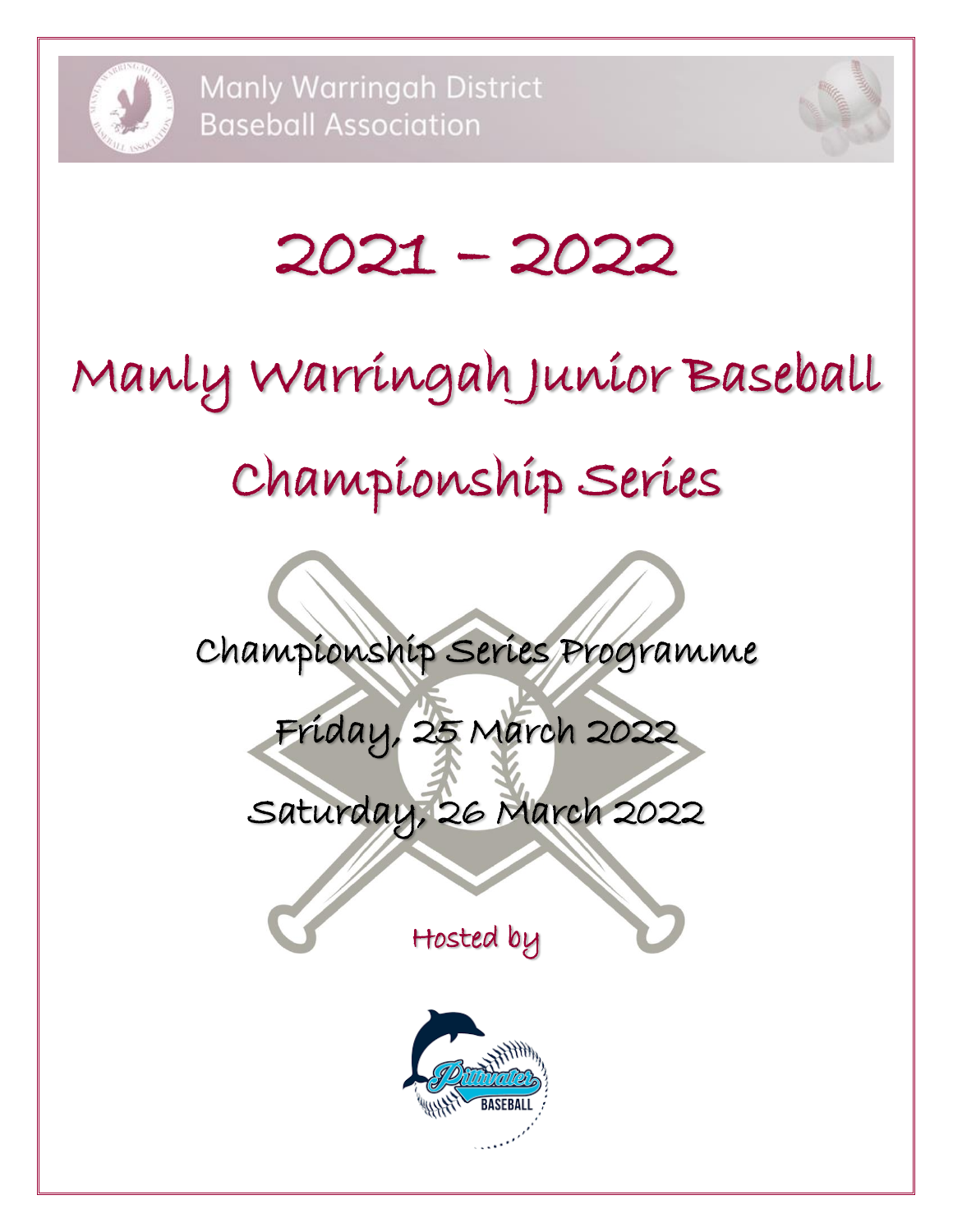Manly Warringah District Baseball Association

# 2021 – 2022

# Manly Warringah Junior Baseball Championship Series

## Championship Series Programme

Friday, 25 March 2022

Saturday, 26 March 2022

Hosted by

Pittwater Baseball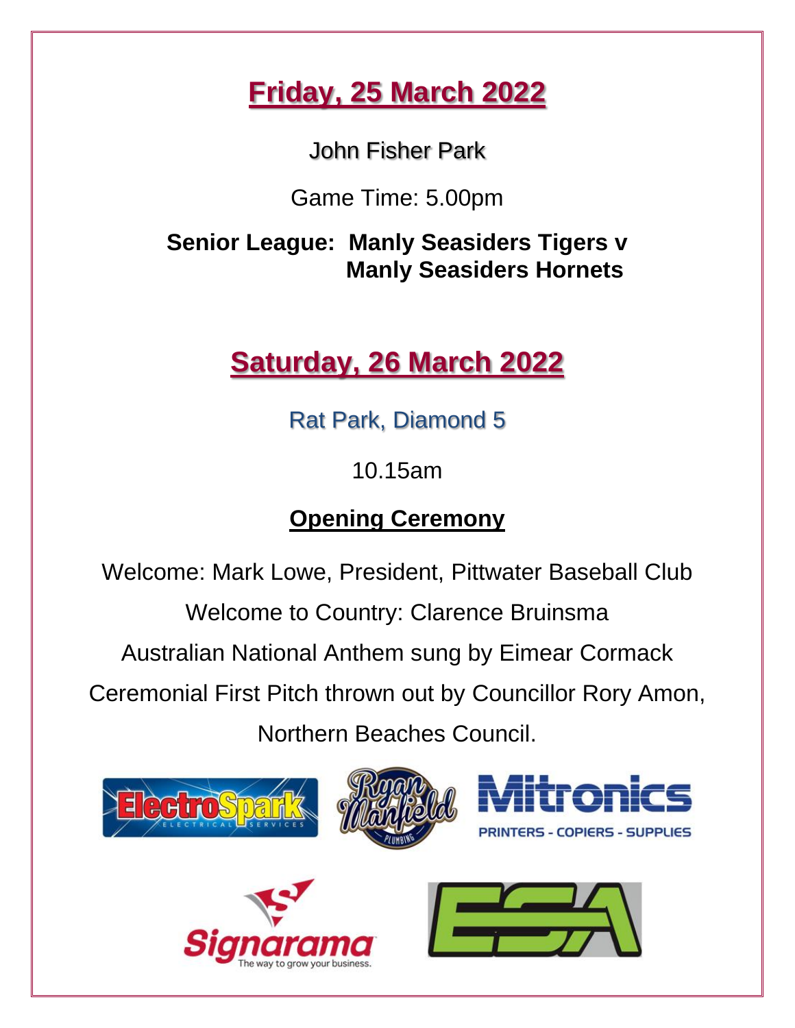## Friday, 25 March 2022

John Fisher Park

Game Time: 5.00pm

**Senior League: Manly Seasiders Tigers v Manly Seasiders Hornets**

## Saturday, 26 March 2022

Rat Park, Diamond 5

10.15am

### Opening Ceremony

Welcome: Mark Lowe, President, Pittwater Baseball Club

Welcome to Country: Clarence Bruinsma

Australian National Anthem sung by Eimear Cormack

Ceremonial First Pitch thrown out by Councillor Rory Amon, Northern Beaches Council.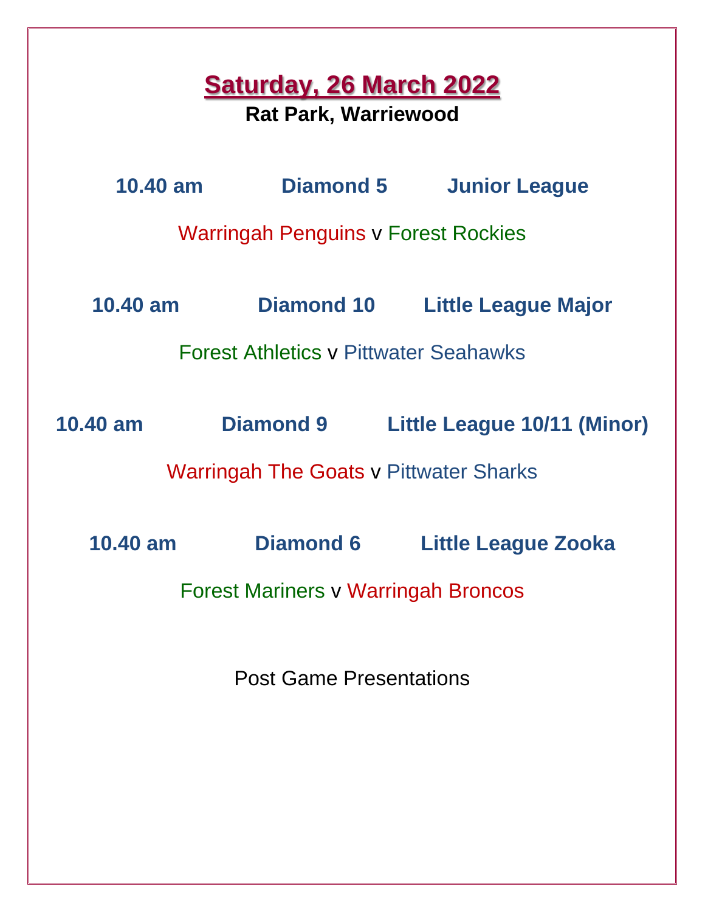# Saturday, 26 March 2022

**Rat Park, Warriewood**

**10.40 am Diamond 5 Junior League**

Warringah Penguins v Forest Rockies

**10.40 am Diamond 10 Little League Major**

Forest Athletics v Pittwater Seahawks

**10.40 am Diamond 9 Little League 10/11 (Minor)**

Warringah The Goats v Pittwater Sharks

**10.40 am Diamond 6 Little League Zooka**

Forest Mariners v Warringah Broncos

Post Game Presentations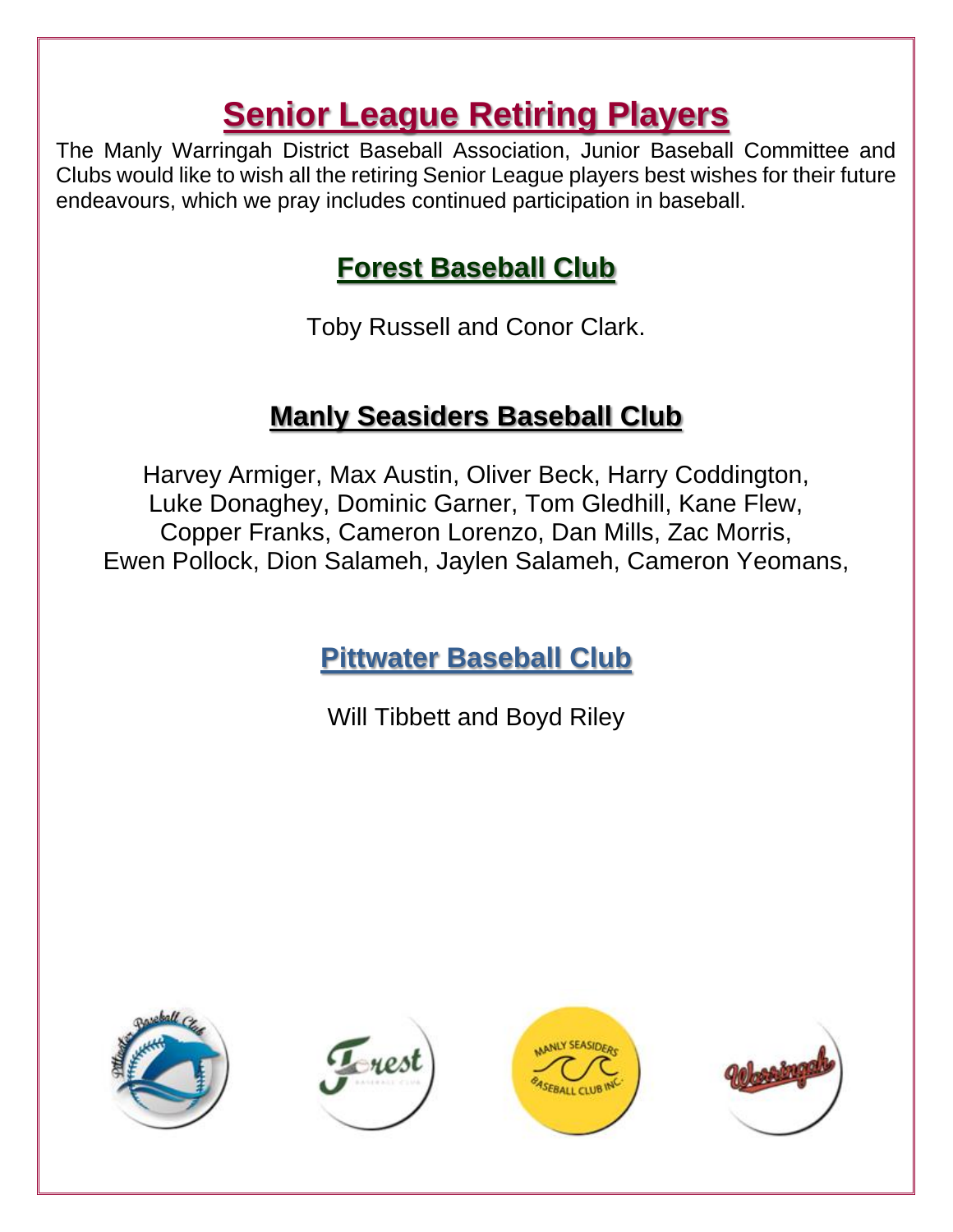# Senior League Retiring Players

The Manly Warringah District Baseball Association, Junior Baseball Committee and Clubs would like to wish all the retiring Senior League players best wishes for their future endeavours, which we pray includes continued participation in baseball.

## Forest Baseball Club

Toby Russell and Conor Clark.

## Manly Seasiders Baseball Club

Harvey Armiger, Max Austin, Oliver Beck, Harry Coddington, Luke Donaghey, Dominic Garner, Tom Gledhill, Kane Flew, Copper Franks, Cameron Lorenzo, Dan Mills, Zac Morris, Ewen Pollock, Dion Salameh, Jaylen Salameh, Cameron Yeomans,

## Pittwater Baseball Club

Will Tibbett and Boyd Riley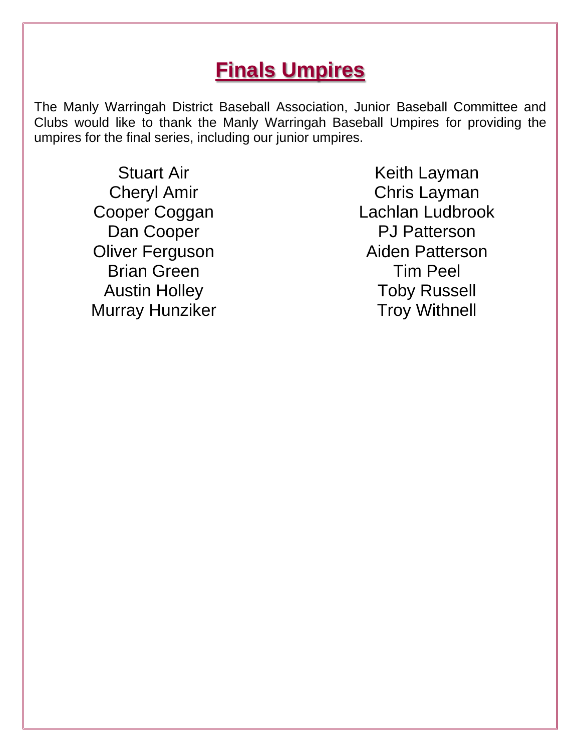# Finals Umpires

The Manly Warringah District Baseball Association, Junior Baseball Committee and Clubs would like to thank the Manly Warringah Baseball Umpires for providing the umpires for the final series, including our junior umpires.

Stuart Air
Cheryl Amir
Cooper Coggan
Dan Cooper
Oliver Ferguson
Brian Green
Austin Holley
Murray Hunziker
Keith Layman
Chris Layman
Lachlan Ludbrook
PJ Patterson
Aiden Patterson
Tim Peel
Toby Russell
Troy Withnell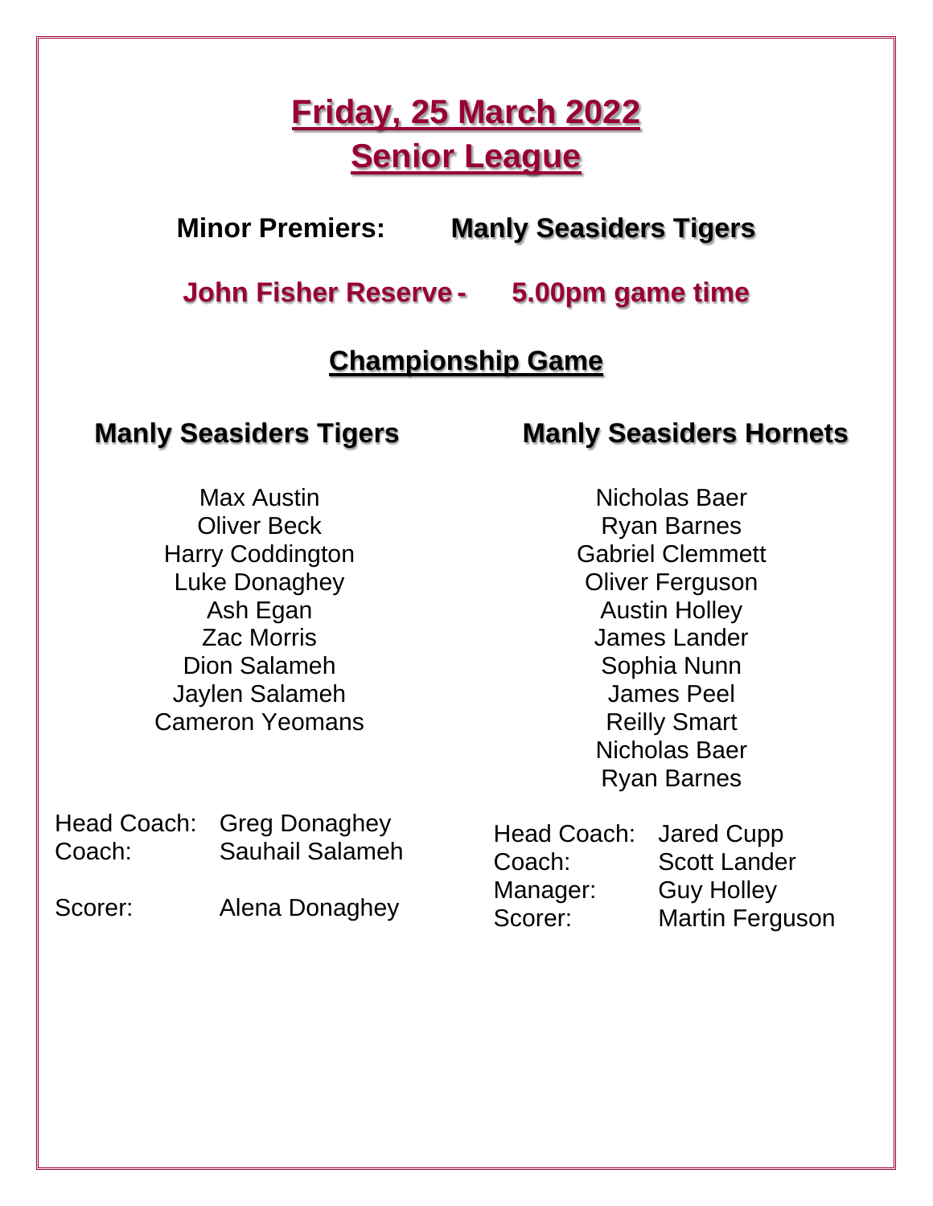# Friday, 25 March 2022

# Senior League

**Minor Premiers:** **Manly Seasiders Tigers**

**John Fisher Reserve - 5.00pm game time**

## Championship Game

### Manly Seasiders Tigers

Max Austin
Oliver Beck
Harry Coddington
Luke Donaghey
Ash Egan
Zac Morris
Dion Salameh
Jaylen Salameh
Cameron Yeomans

Head Coach: Greg Donaghey
Coach: Sauhail Salameh

Scorer: Alena Donaghey

### Manly Seasiders Hornets

Nicholas Baer
Ryan Barnes
Gabriel Clemmett
Oliver Ferguson
Austin Holley
James Lander
Sophia Nunn
James Peel
Reilly Smart
Nicholas Baer
Ryan Barnes

Head Coach: Jared Cupp
Coach: Scott Lander
Manager: Guy Holley
Scorer: Martin Ferguson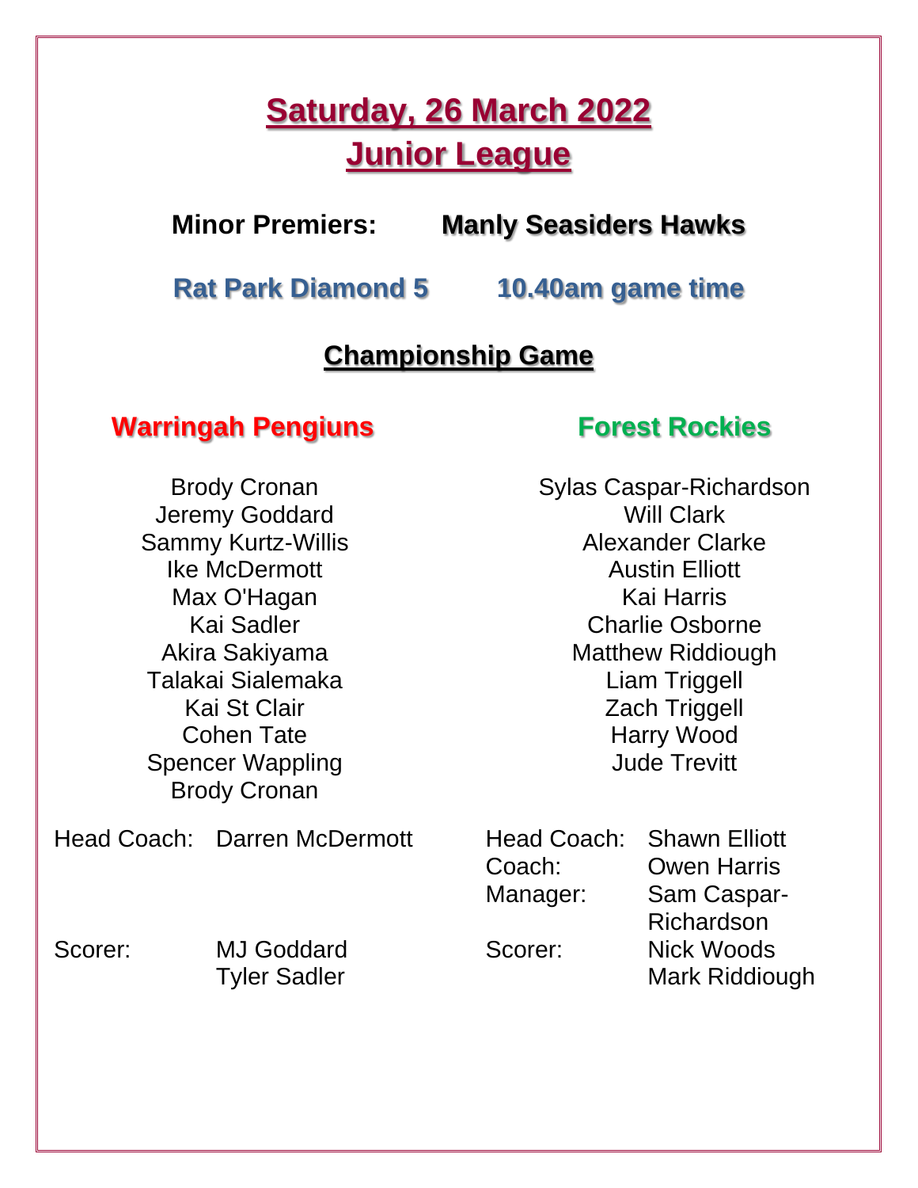# Saturday, 26 March 2022
# Junior League

**Minor Premiers: Manly Seasiders Hawks**

**Rat Park Diamond 5 10.40am game time**

## Championship Game

### Warringah Pengiuns

Brody Cronan
Jeremy Goddard
Sammy Kurtz-Willis
Ike McDermott
Max O'Hagan
Kai Sadler
Akira Sakiyama
Talakai Sialemaka
Kai St Clair
Cohen Tate
Spencer Wappling
Brody Cronan

Head Coach: Darren McDermott

Scorer: MJ Goddard
Tyler Sadler

### Forest Rockies

Sylas Caspar-Richardson
Will Clark
Alexander Clarke
Austin Elliott
Kai Harris
Charlie Osborne
Matthew Riddiough
Liam Triggell
Zach Triggell
Harry Wood
Jude Trevitt

Head Coach: Shawn Elliott
Coach: Owen Harris
Manager: Sam Caspar-Richardson
Scorer: Nick Woods
Mark Riddiough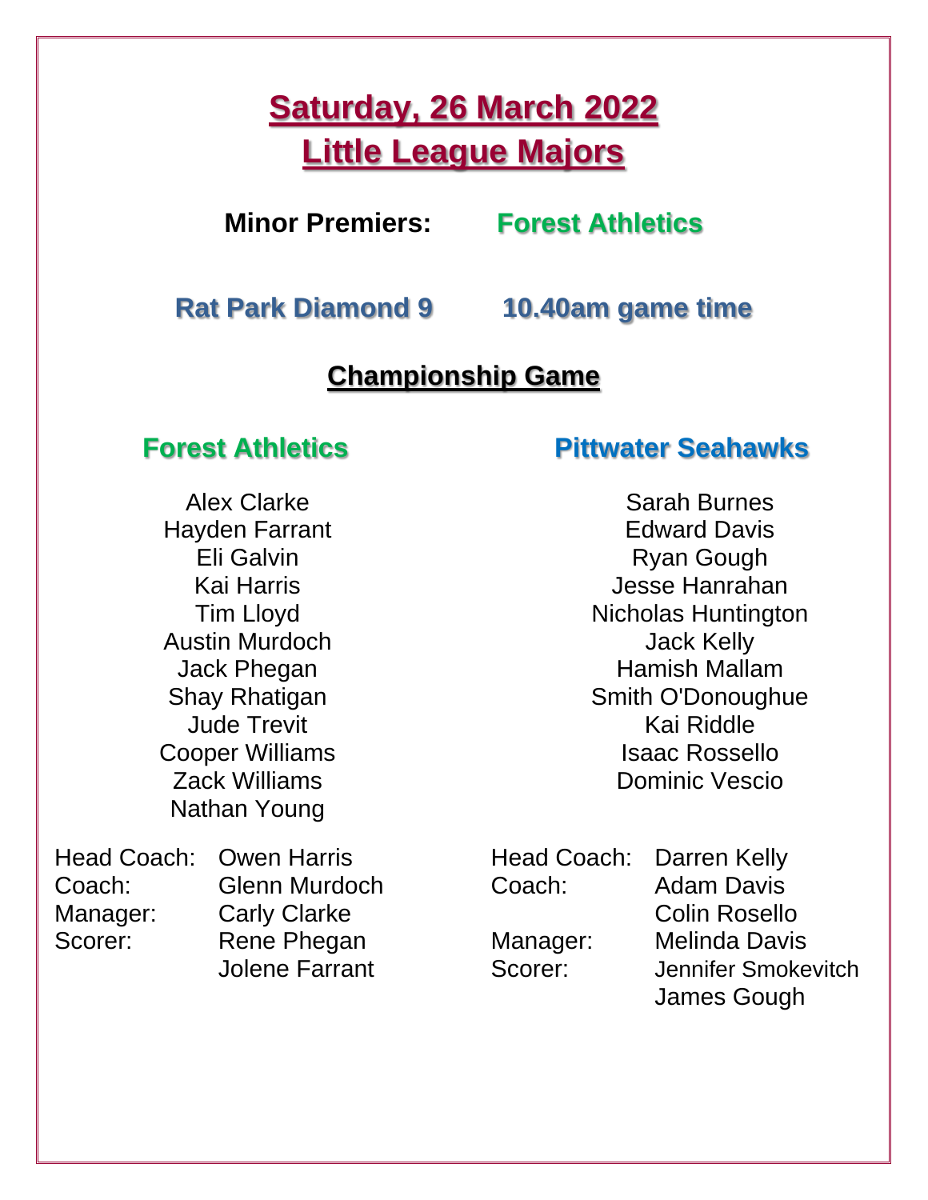# Saturday, 26 March 2022

# Little League Majors

**Minor Premiers:** **Forest Athletics**

**Rat Park Diamond 9** **10.40am game time**

## Championship Game

### Forest Athletics

Alex Clarke
Hayden Farrant
Eli Galvin
Kai Harris
Tim Lloyd
Austin Murdoch
Jack Phegan
Shay Rhatigan
Jude Trevit
Cooper Williams
Zack Williams
Nathan Young

| | |
|---|---|
| Head Coach: | Owen Harris |
| Coach: | Glenn Murdoch |
| Manager: | Carly Clarke |
| Scorer: | Rene Phegan |
| | Jolene Farrant |

### Pittwater Seahawks

Sarah Burnes
Edward Davis
Ryan Gough
Jesse Hanrahan
Nicholas Huntington
Jack Kelly
Hamish Mallam
Smith O'Donoughue
Kai Riddle
Isaac Rossello
Dominic Vescio

| | |
|---|---|
| Head Coach: | Darren Kelly |
| Coach: | Adam Davis |
| | Colin Rosello |
| Manager: | Melinda Davis |
| Scorer: | Jennifer Smokevitch |
| | James Gough |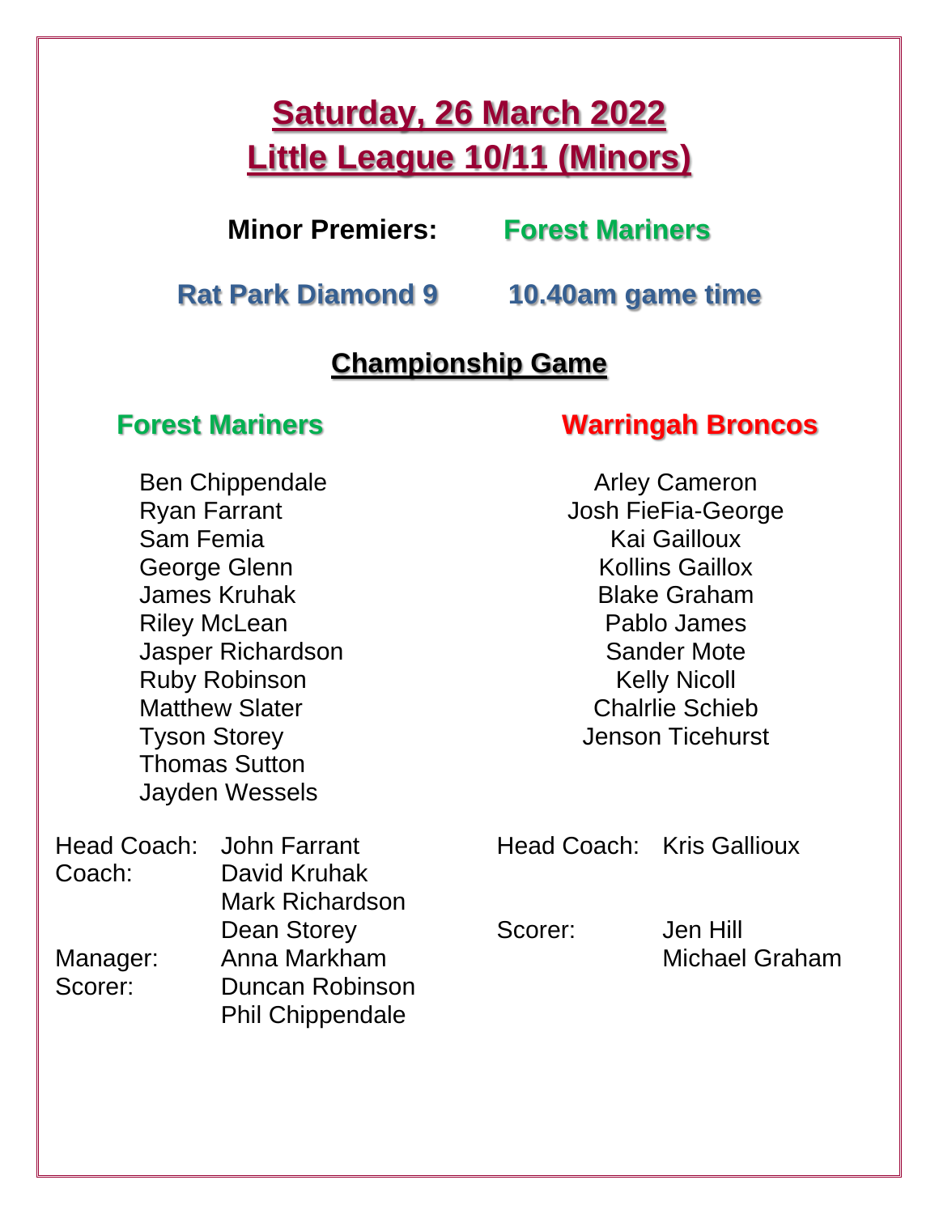# Saturday, 26 March 2022
# Little League 10/11 (Minors)

**Minor Premiers:** **Forest Mariners**

**Rat Park Diamond 9** **10.40am game time**

## Championship Game

### Forest Mariners

Ben Chippendale
Ryan Farrant
Sam Femia
George Glenn
James Kruhak
Riley McLean
Jasper Richardson
Ruby Robinson
Matthew Slater
Tyson Storey
Thomas Sutton
Jayden Wessels

| | |
|---|---|
| Head Coach: | John Farrant |
| Coach: | David Kruhak |
| | Mark Richardson |
| | Dean Storey |
| Manager: | Anna Markham |
| Scorer: | Duncan Robinson |
| | Phil Chippendale |

### Warringah Broncos

Arley Cameron
Josh FieFia-George
Kai Gailloux
Kollins Gaillox
Blake Graham
Pablo James
Sander Mote
Kelly Nicoll
Chalrlie Schieb
Jenson Ticehurst

| | |
|---|---|
| Head Coach: | Kris Gallioux |
| Scorer: | Jen Hill |
| | Michael Graham |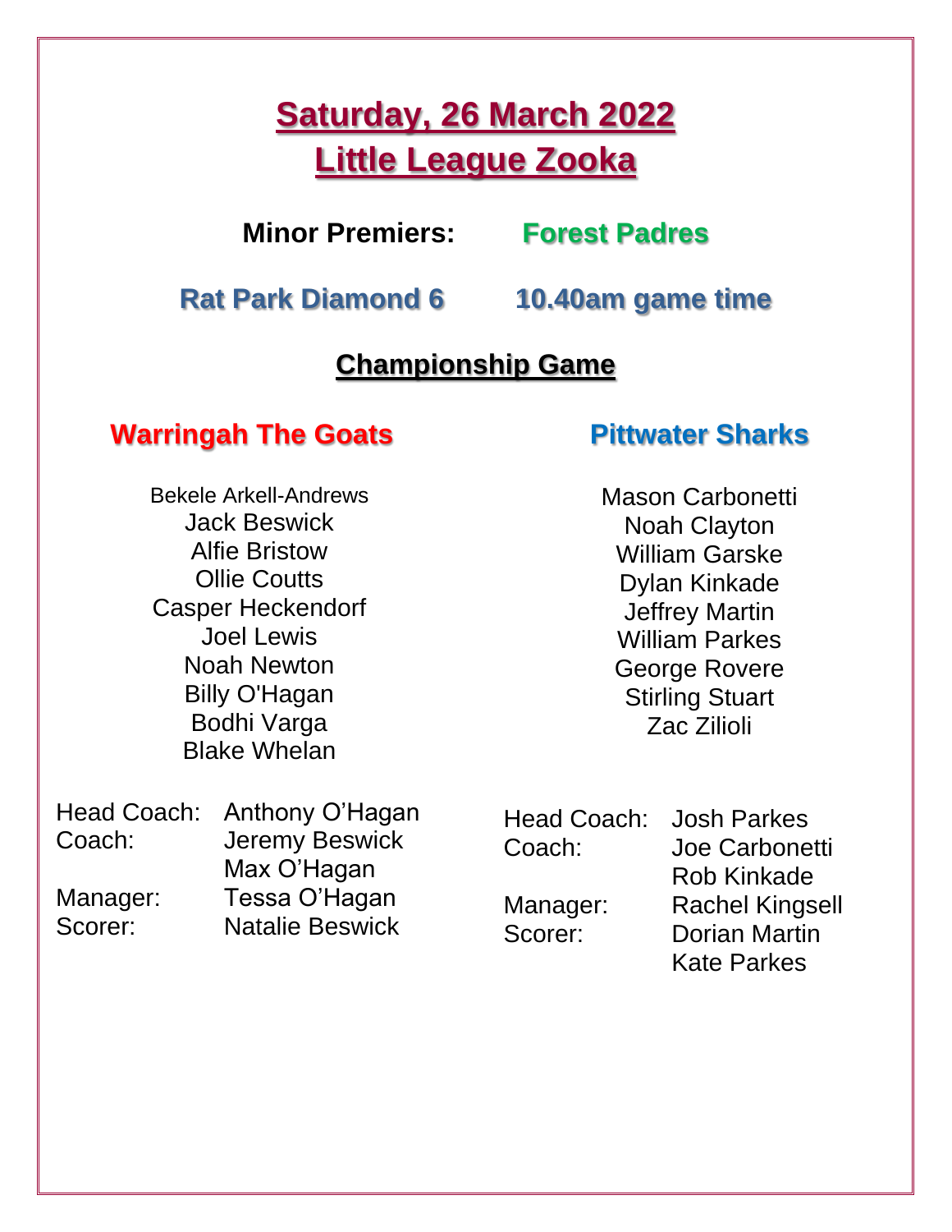# Saturday, 26 March 2022
# Little League Zooka

**Minor Premiers:** **Forest Padres**

**Rat Park Diamond 6** **10.40am game time**

## Championship Game

### Warringah The Goats

Bekele Arkell-Andrews
Jack Beswick
Alfie Bristow
Ollie Coutts
Casper Heckendorf
Joel Lewis
Noah Newton
Billy O'Hagan
Bodhi Varga
Blake Whelan

Head Coach: Anthony O'Hagan
Coach: Jeremy Beswick
Max O'Hagan
Manager: Tessa O'Hagan
Scorer: Natalie Beswick

### Pittwater Sharks

Mason Carbonetti
Noah Clayton
William Garske
Dylan Kinkade
Jeffrey Martin
William Parkes
George Rovere
Stirling Stuart
Zac Zilioli

Head Coach: Josh Parkes
Coach: Joe Carbonetti
Rob Kinkade
Manager: Rachel Kingsell
Scorer: Dorian Martin
Kate Parkes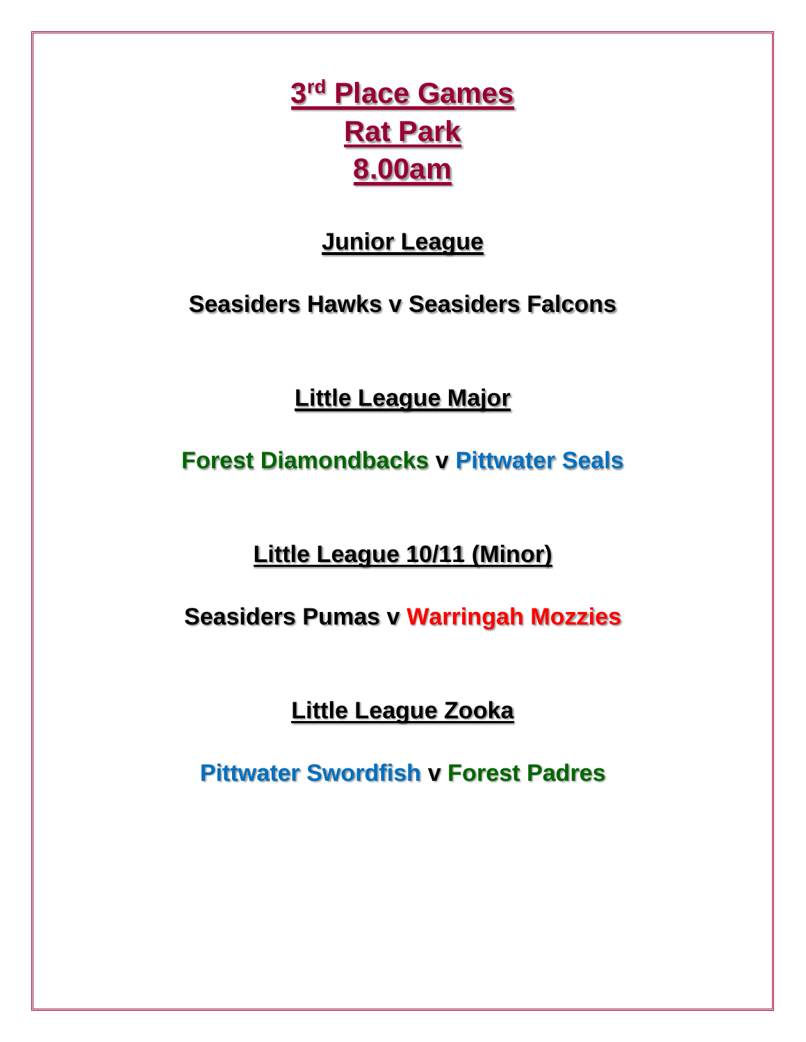# 3rd Place Games
# Rat Park
# 8.00am

## Junior League

**Seasiders Hawks v Seasiders Falcons**

## Little League Major

**Forest Diamondbacks v Pittwater Seals**

## Little League 10/11 (Minor)

**Seasiders Pumas v Warringah Mozzies**

## Little League Zooka

**Pittwater Swordfish v Forest Padres**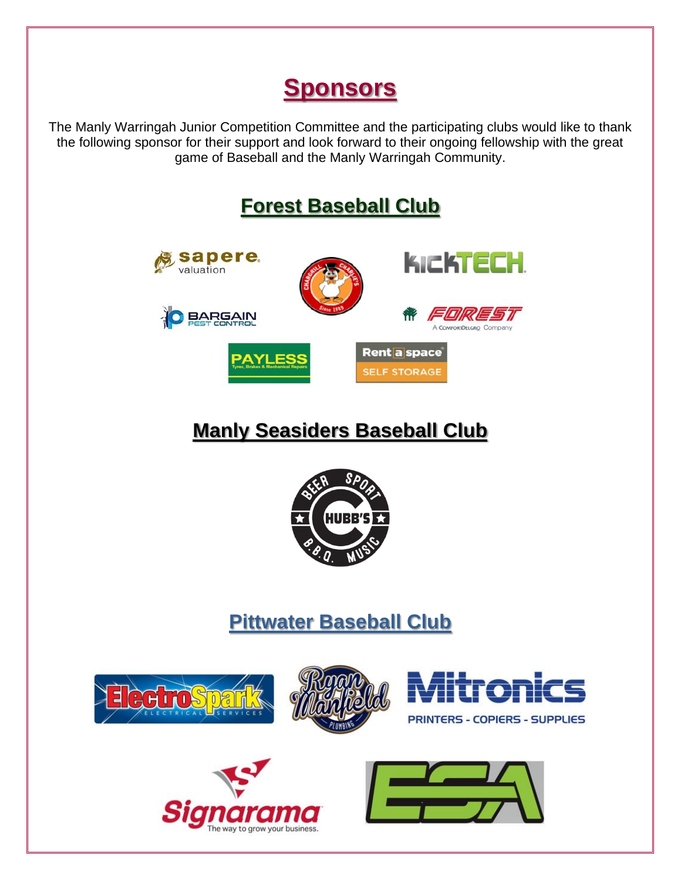# Sponsors

The Manly Warringah Junior Competition Committee and the participating clubs would like to thank the following sponsor for their support and look forward to their ongoing fellowship with the great game of Baseball and the Manly Warringah Community.

## Forest Baseball Club

## Manly Seasiders Baseball Club

## Pittwater Baseball Club